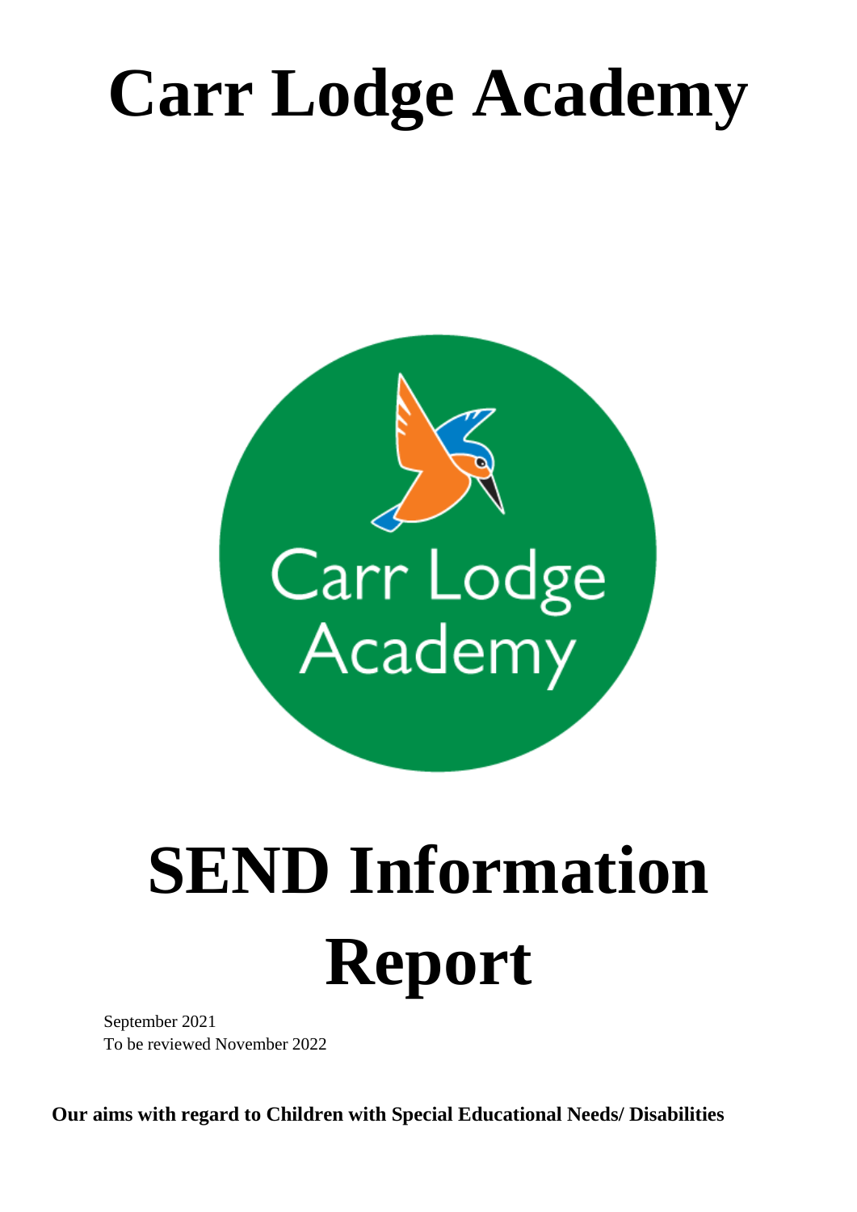# Carr Lodge Academy

# SEND Information Report

September 2021
To be reviewed November 2022

**Our aims with regard to Children with Special Educational Needs/ Disabilities**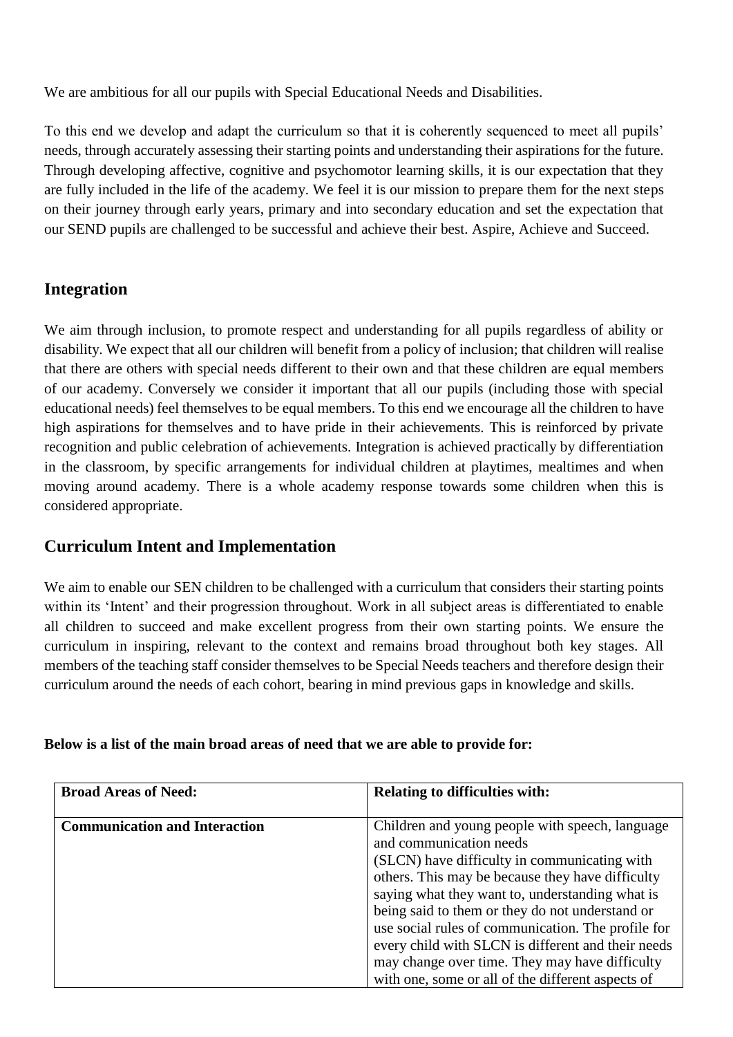We are ambitious for all our pupils with Special Educational Needs and Disabilities.

To this end we develop and adapt the curriculum so that it is coherently sequenced to meet all pupils' needs, through accurately assessing their starting points and understanding their aspirations for the future. Through developing affective, cognitive and psychomotor learning skills, it is our expectation that they are fully included in the life of the academy. We feel it is our mission to prepare them for the next steps on their journey through early years, primary and into secondary education and set the expectation that our SEND pupils are challenged to be successful and achieve their best. Aspire, Achieve and Succeed.

## Integration

We aim through inclusion, to promote respect and understanding for all pupils regardless of ability or disability. We expect that all our children will benefit from a policy of inclusion; that children will realise that there are others with special needs different to their own and that these children are equal members of our academy. Conversely we consider it important that all our pupils (including those with special educational needs) feel themselves to be equal members. To this end we encourage all the children to have high aspirations for themselves and to have pride in their achievements. This is reinforced by private recognition and public celebration of achievements. Integration is achieved practically by differentiation in the classroom, by specific arrangements for individual children at playtimes, mealtimes and when moving around academy. There is a whole academy response towards some children when this is considered appropriate.

## Curriculum Intent and Implementation

We aim to enable our SEN children to be challenged with a curriculum that considers their starting points within its 'Intent' and their progression throughout. Work in all subject areas is differentiated to enable all children to succeed and make excellent progress from their own starting points. We ensure the curriculum in inspiring, relevant to the context and remains broad throughout both key stages. All members of the teaching staff consider themselves to be Special Needs teachers and therefore design their curriculum around the needs of each cohort, bearing in mind previous gaps in knowledge and skills.

**Below is a list of the main broad areas of need that we are able to provide for:**

| **Broad Areas of Need:** | **Relating to difficulties with:** |
|---|---|
| **Communication and Interaction** | Children and young people with speech, language and communication needs (SLCN) have difficulty in communicating with others. This may be because they have difficulty saying what they want to, understanding what is being said to them or they do not understand or use social rules of communication. The profile for every child with SLCN is different and their needs may change over time. They may have difficulty with one, some or all of the different aspects of |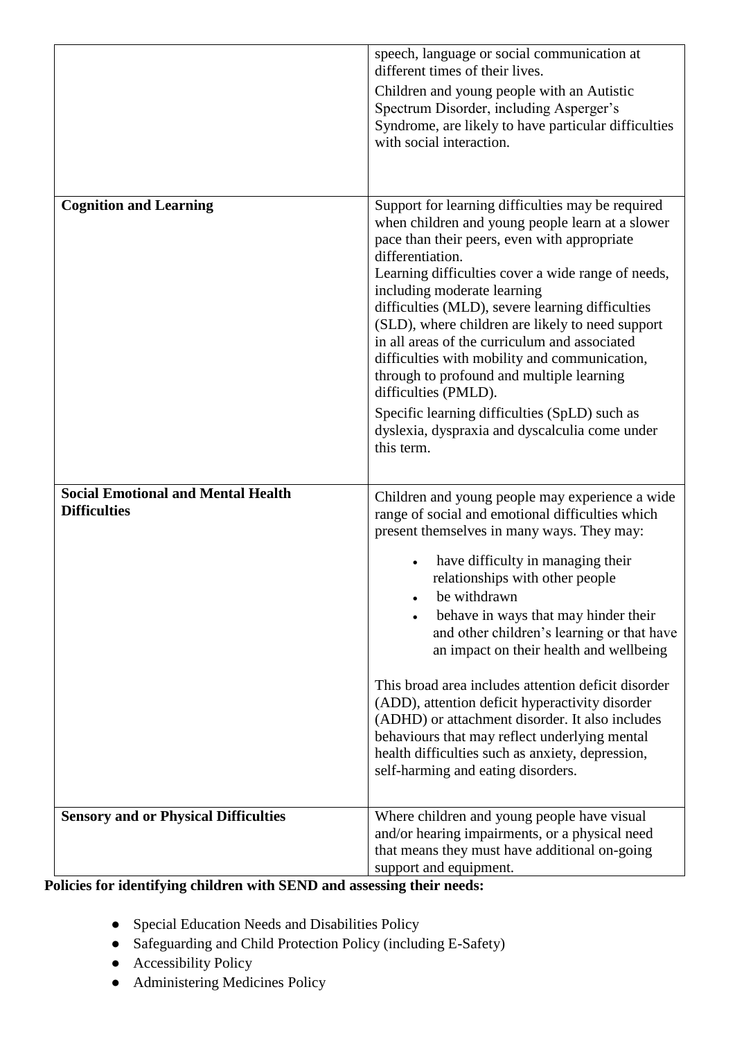| | |
|---|---|
| | speech, language or social communication at different times of their lives.<br><br>Children and young people with an Autistic Spectrum Disorder, including Asperger's Syndrome, are likely to have particular difficulties with social interaction. |
| **Cognition and Learning** | Support for learning difficulties may be required when children and young people learn at a slower pace than their peers, even with appropriate differentiation.<br>Learning difficulties cover a wide range of needs, including moderate learning difficulties (MLD), severe learning difficulties (SLD), where children are likely to need support in all areas of the curriculum and associated difficulties with mobility and communication, through to profound and multiple learning difficulties (PMLD).<br><br>Specific learning difficulties (SpLD) such as dyslexia, dyspraxia and dyscalculia come under this term. |
| **Social Emotional and Mental Health Difficulties** | Children and young people may experience a wide range of social and emotional difficulties which present themselves in many ways. They may:<br><br>• have difficulty in managing their relationships with other people<br>• be withdrawn<br>• behave in ways that may hinder their and other children's learning or that have an impact on their health and wellbeing<br><br>This broad area includes attention deficit disorder (ADD), attention deficit hyperactivity disorder (ADHD) or attachment disorder. It also includes behaviours that may reflect underlying mental health difficulties such as anxiety, depression, self-harming and eating disorders. |
| **Sensory and or Physical Difficulties** | Where children and young people have visual and/or hearing impairments, or a physical need that means they must have additional on-going support and equipment. |

**Policies for identifying children with SEND and assessing their needs:**

- Special Education Needs and Disabilities Policy
- Safeguarding and Child Protection Policy (including E-Safety)
- Accessibility Policy
- Administering Medicines Policy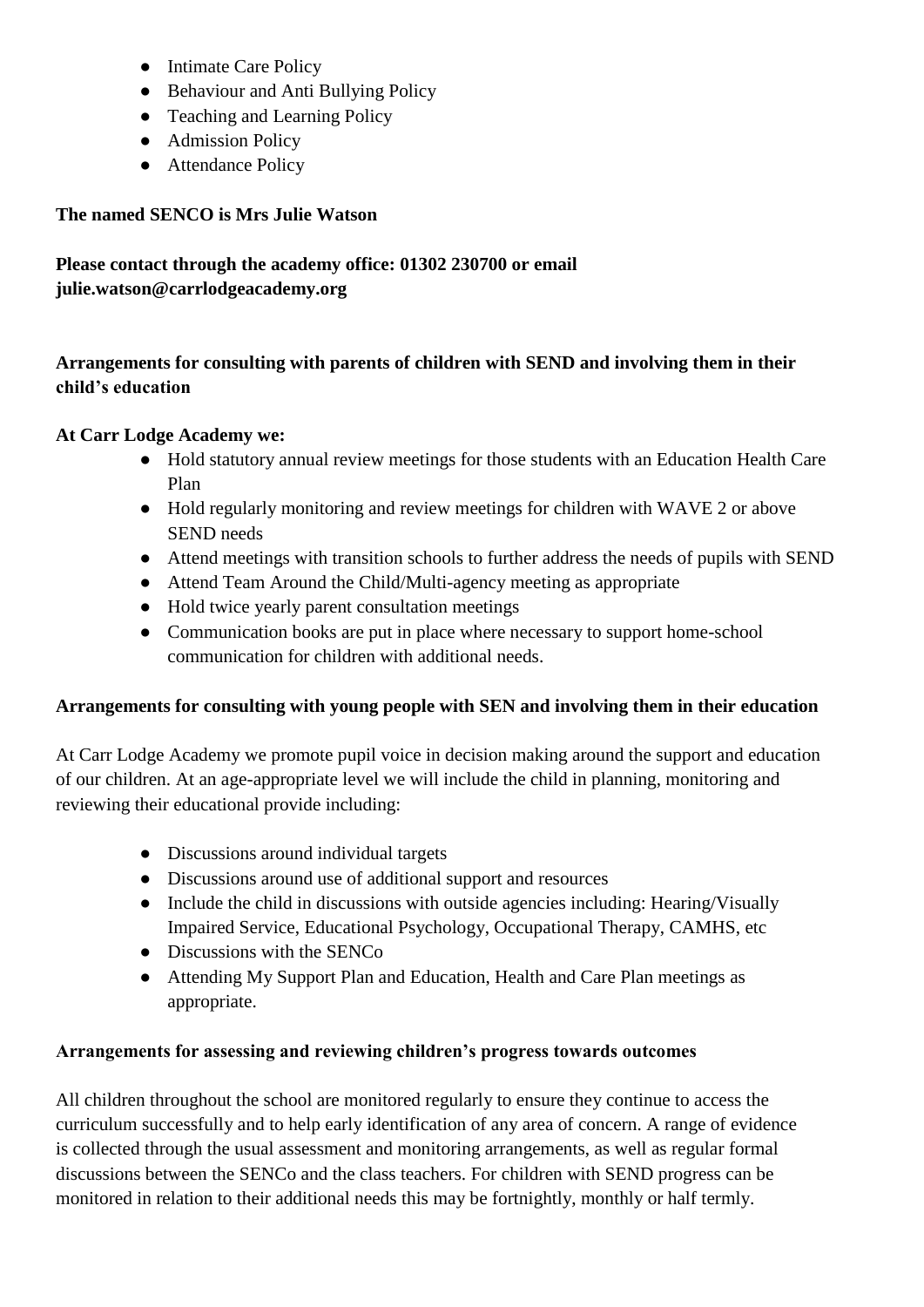- Intimate Care Policy
- Behaviour and Anti Bullying Policy
- Teaching and Learning Policy
- Admission Policy
- Attendance Policy

**The named SENCO is Mrs Julie Watson**

**Please contact through the academy office: 01302 230700 or email julie.watson@carrlodgeacademy.org**

**Arrangements for consulting with parents of children with SEND and involving them in their child's education**

**At Carr Lodge Academy we:**

- Hold statutory annual review meetings for those students with an Education Health Care Plan
- Hold regularly monitoring and review meetings for children with WAVE 2 or above SEND needs
- Attend meetings with transition schools to further address the needs of pupils with SEND
- Attend Team Around the Child/Multi-agency meeting as appropriate
- Hold twice yearly parent consultation meetings
- Communication books are put in place where necessary to support home-school communication for children with additional needs.

**Arrangements for consulting with young people with SEN and involving them in their education**

At Carr Lodge Academy we promote pupil voice in decision making around the support and education of our children. At an age-appropriate level we will include the child in planning, monitoring and reviewing their educational provide including:

- Discussions around individual targets
- Discussions around use of additional support and resources
- Include the child in discussions with outside agencies including: Hearing/Visually Impaired Service, Educational Psychology, Occupational Therapy, CAMHS, etc
- Discussions with the SENCo
- Attending My Support Plan and Education, Health and Care Plan meetings as appropriate.

**Arrangements for assessing and reviewing children's progress towards outcomes**

All children throughout the school are monitored regularly to ensure they continue to access the curriculum successfully and to help early identification of any area of concern. A range of evidence is collected through the usual assessment and monitoring arrangements, as well as regular formal discussions between the SENCo and the class teachers. For children with SEND progress can be monitored in relation to their additional needs this may be fortnightly, monthly or half termly.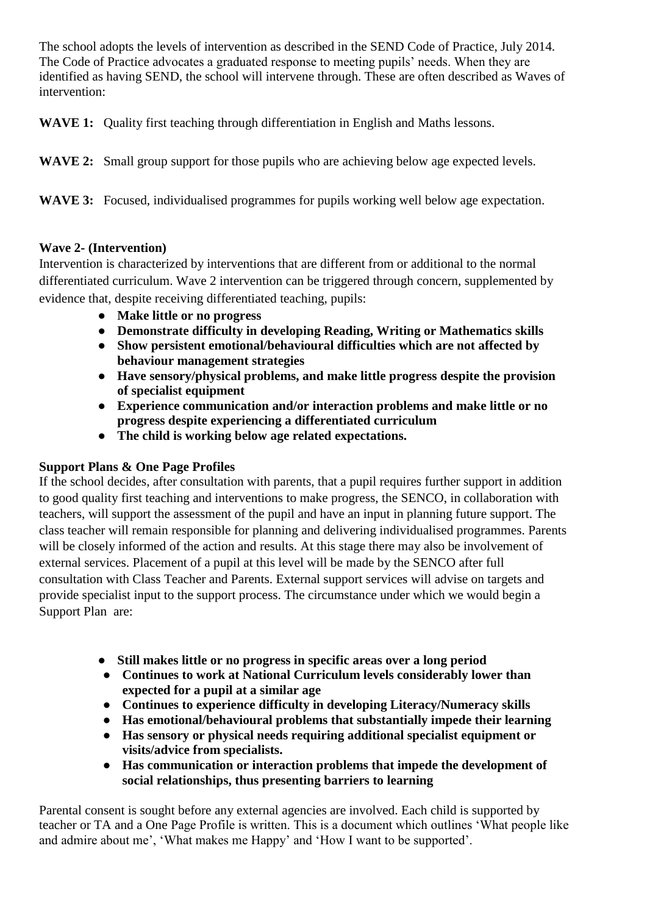The school adopts the levels of intervention as described in the SEND Code of Practice, July 2014. The Code of Practice advocates a graduated response to meeting pupils' needs. When they are identified as having SEND, the school will intervene through. These are often described as Waves of intervention:

**WAVE 1:** Quality first teaching through differentiation in English and Maths lessons.

**WAVE 2:** Small group support for those pupils who are achieving below age expected levels.

**WAVE 3:** Focused, individualised programmes for pupils working well below age expectation.

**Wave 2- (Intervention)**

Intervention is characterized by interventions that are different from or additional to the normal differentiated curriculum. Wave 2 intervention can be triggered through concern, supplemented by evidence that, despite receiving differentiated teaching, pupils:

- **Make little or no progress**
- **Demonstrate difficulty in developing Reading, Writing or Mathematics skills**
- **Show persistent emotional/behavioural difficulties which are not affected by behaviour management strategies**
- **Have sensory/physical problems, and make little progress despite the provision of specialist equipment**
- **Experience communication and/or interaction problems and make little or no progress despite experiencing a differentiated curriculum**
- **The child is working below age related expectations.**

**Support Plans & One Page Profiles**

If the school decides, after consultation with parents, that a pupil requires further support in addition to good quality first teaching and interventions to make progress, the SENCO, in collaboration with teachers, will support the assessment of the pupil and have an input in planning future support. The class teacher will remain responsible for planning and delivering individualised programmes. Parents will be closely informed of the action and results. At this stage there may also be involvement of external services. Placement of a pupil at this level will be made by the SENCO after full consultation with Class Teacher and Parents. External support services will advise on targets and provide specialist input to the support process. The circumstance under which we would begin a Support Plan are:

- **Still makes little or no progress in specific areas over a long period**
- **Continues to work at National Curriculum levels considerably lower than expected for a pupil at a similar age**
- **Continues to experience difficulty in developing Literacy/Numeracy skills**
- **Has emotional/behavioural problems that substantially impede their learning**
- **Has sensory or physical needs requiring additional specialist equipment or visits/advice from specialists.**
- **Has communication or interaction problems that impede the development of social relationships, thus presenting barriers to learning**

Parental consent is sought before any external agencies are involved. Each child is supported by teacher or TA and a One Page Profile is written. This is a document which outlines 'What people like and admire about me', 'What makes me Happy' and 'How I want to be supported'.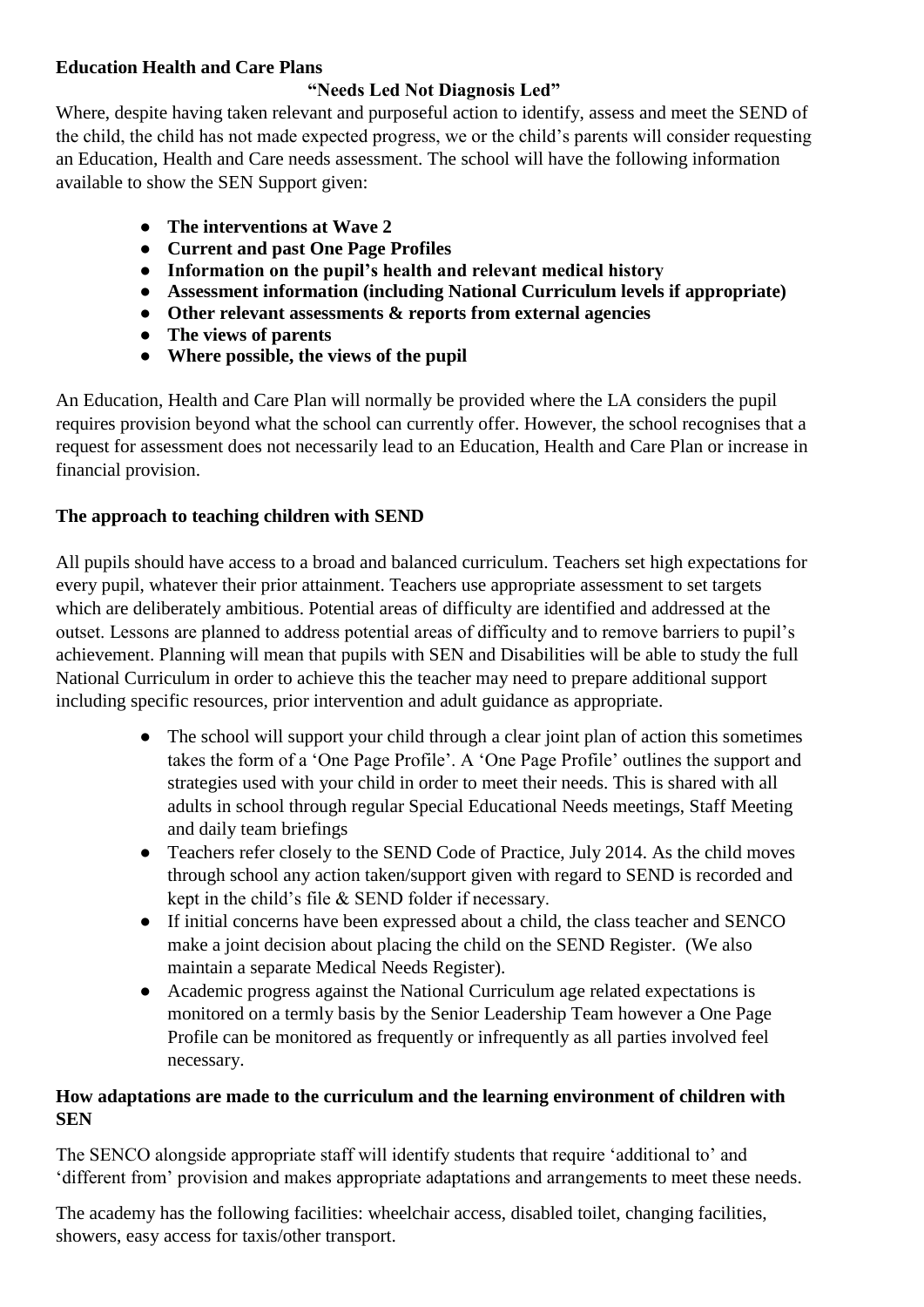**Education Health and Care Plans**

**"Needs Led Not Diagnosis Led"**

Where, despite having taken relevant and purposeful action to identify, assess and meet the SEND of the child, the child has not made expected progress, we or the child's parents will consider requesting an Education, Health and Care needs assessment. The school will have the following information available to show the SEN Support given:

- **The interventions at Wave 2**
- **Current and past One Page Profiles**
- **Information on the pupil's health and relevant medical history**
- **Assessment information (including National Curriculum levels if appropriate)**
- **Other relevant assessments & reports from external agencies**
- **The views of parents**
- **Where possible, the views of the pupil**

An Education, Health and Care Plan will normally be provided where the LA considers the pupil requires provision beyond what the school can currently offer. However, the school recognises that a request for assessment does not necessarily lead to an Education, Health and Care Plan or increase in financial provision.

**The approach to teaching children with SEND**

All pupils should have access to a broad and balanced curriculum. Teachers set high expectations for every pupil, whatever their prior attainment. Teachers use appropriate assessment to set targets which are deliberately ambitious. Potential areas of difficulty are identified and addressed at the outset. Lessons are planned to address potential areas of difficulty and to remove barriers to pupil's achievement. Planning will mean that pupils with SEN and Disabilities will be able to study the full National Curriculum in order to achieve this the teacher may need to prepare additional support including specific resources, prior intervention and adult guidance as appropriate.

- The school will support your child through a clear joint plan of action this sometimes takes the form of a 'One Page Profile'. A 'One Page Profile' outlines the support and strategies used with your child in order to meet their needs. This is shared with all adults in school through regular Special Educational Needs meetings, Staff Meeting and daily team briefings
- Teachers refer closely to the SEND Code of Practice, July 2014. As the child moves through school any action taken/support given with regard to SEND is recorded and kept in the child's file & SEND folder if necessary.
- If initial concerns have been expressed about a child, the class teacher and SENCO make a joint decision about placing the child on the SEND Register. (We also maintain a separate Medical Needs Register).
- Academic progress against the National Curriculum age related expectations is monitored on a termly basis by the Senior Leadership Team however a One Page Profile can be monitored as frequently or infrequently as all parties involved feel necessary.

**How adaptations are made to the curriculum and the learning environment of children with SEN**

The SENCO alongside appropriate staff will identify students that require 'additional to' and 'different from' provision and makes appropriate adaptations and arrangements to meet these needs.

The academy has the following facilities: wheelchair access, disabled toilet, changing facilities, showers, easy access for taxis/other transport.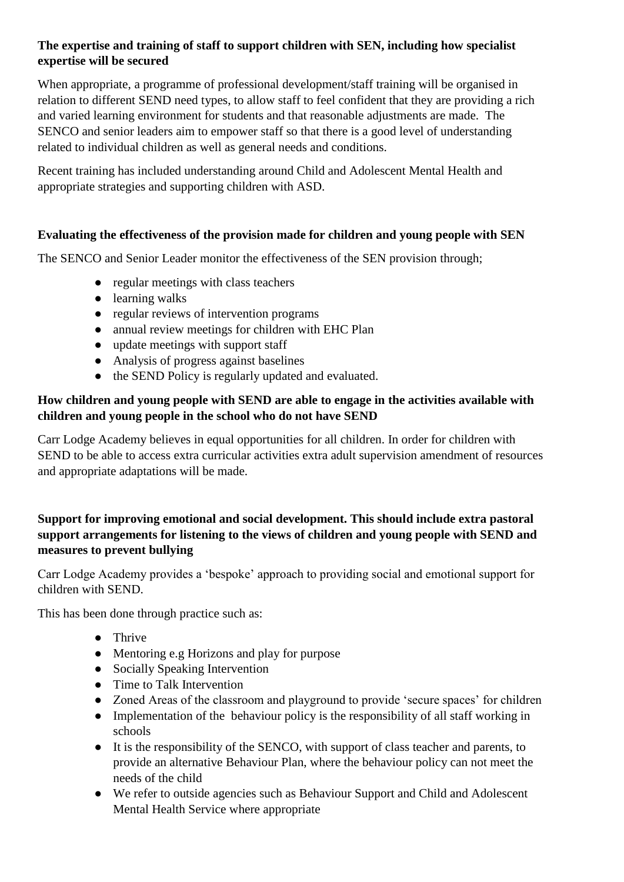**The expertise and training of staff to support children with SEN, including how specialist expertise will be secured**

When appropriate, a programme of professional development/staff training will be organised in relation to different SEND need types, to allow staff to feel confident that they are providing a rich and varied learning environment for students and that reasonable adjustments are made. The SENCO and senior leaders aim to empower staff so that there is a good level of understanding related to individual children as well as general needs and conditions.

Recent training has included understanding around Child and Adolescent Mental Health and appropriate strategies and supporting children with ASD.

**Evaluating the effectiveness of the provision made for children and young people with SEN**

The SENCO and Senior Leader monitor the effectiveness of the SEN provision through;

- regular meetings with class teachers
- learning walks
- regular reviews of intervention programs
- annual review meetings for children with EHC Plan
- update meetings with support staff
- Analysis of progress against baselines
- the SEND Policy is regularly updated and evaluated.

**How children and young people with SEND are able to engage in the activities available with children and young people in the school who do not have SEND**

Carr Lodge Academy believes in equal opportunities for all children. In order for children with SEND to be able to access extra curricular activities extra adult supervision amendment of resources and appropriate adaptations will be made.

**Support for improving emotional and social development. This should include extra pastoral support arrangements for listening to the views of children and young people with SEND and measures to prevent bullying**

Carr Lodge Academy provides a 'bespoke' approach to providing social and emotional support for children with SEND.

This has been done through practice such as:

- Thrive
- Mentoring e.g Horizons and play for purpose
- Socially Speaking Intervention
- Time to Talk Intervention
- Zoned Areas of the classroom and playground to provide 'secure spaces' for children
- Implementation of the behaviour policy is the responsibility of all staff working in schools
- It is the responsibility of the SENCO, with support of class teacher and parents, to provide an alternative Behaviour Plan, where the behaviour policy can not meet the needs of the child
- We refer to outside agencies such as Behaviour Support and Child and Adolescent Mental Health Service where appropriate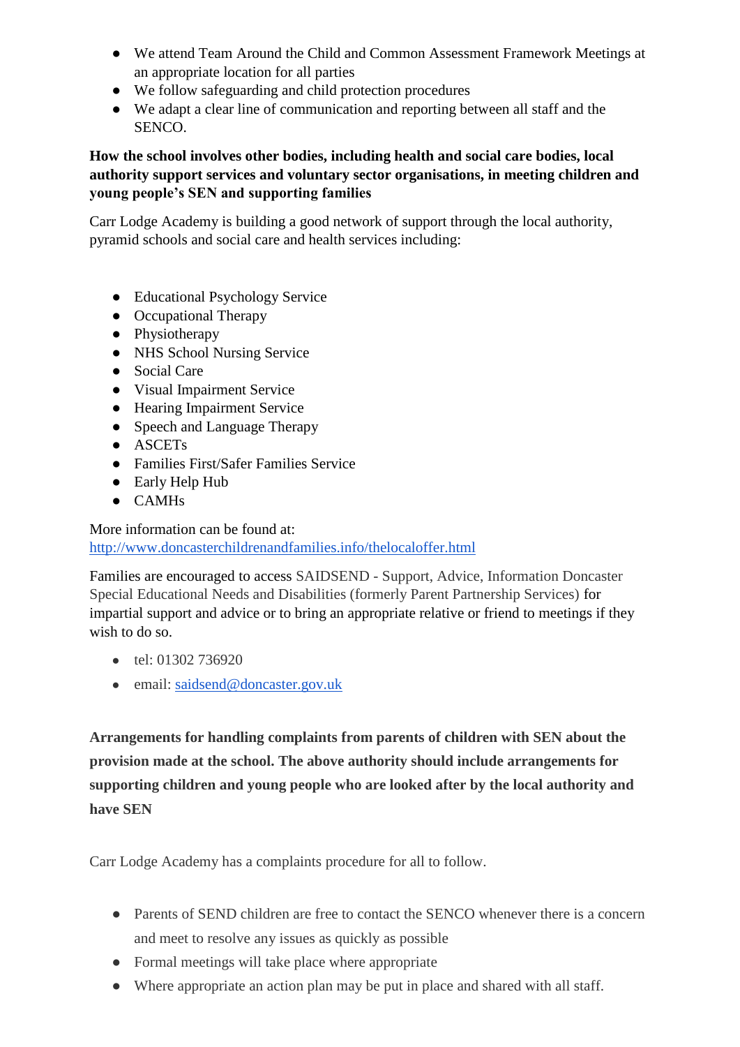- We attend Team Around the Child and Common Assessment Framework Meetings at an appropriate location for all parties
- We follow safeguarding and child protection procedures
- We adapt a clear line of communication and reporting between all staff and the SENCO.

**How the school involves other bodies, including health and social care bodies, local authority support services and voluntary sector organisations, in meeting children and young people's SEN and supporting families**

Carr Lodge Academy is building a good network of support through the local authority, pyramid schools and social care and health services including:

- Educational Psychology Service
- Occupational Therapy
- Physiotherapy
- NHS School Nursing Service
- Social Care
- Visual Impairment Service
- Hearing Impairment Service
- Speech and Language Therapy
- ASCETs
- Families First/Safer Families Service
- Early Help Hub
- CAMHs

More information can be found at:
[http://www.doncasterchildrenandfamilies.info/thelocaloffer.html](http://www.doncasterchildrenandfamilies.info/thelocaloffer.html)

Families are encouraged to access SAIDSEND - Support, Advice, Information Doncaster Special Educational Needs and Disabilities (formerly Parent Partnership Services) for impartial support and advice or to bring an appropriate relative or friend to meetings if they wish to do so.

- tel: 01302 736920
- email: [saidsend@doncaster.gov.uk](mailto:saidsend@doncaster.gov.uk)

**Arrangements for handling complaints from parents of children with SEN about the provision made at the school. The above authority should include arrangements for supporting children and young people who are looked after by the local authority and have SEN**

Carr Lodge Academy has a complaints procedure for all to follow.

- Parents of SEND children are free to contact the SENCO whenever there is a concern and meet to resolve any issues as quickly as possible
- Formal meetings will take place where appropriate
- Where appropriate an action plan may be put in place and shared with all staff.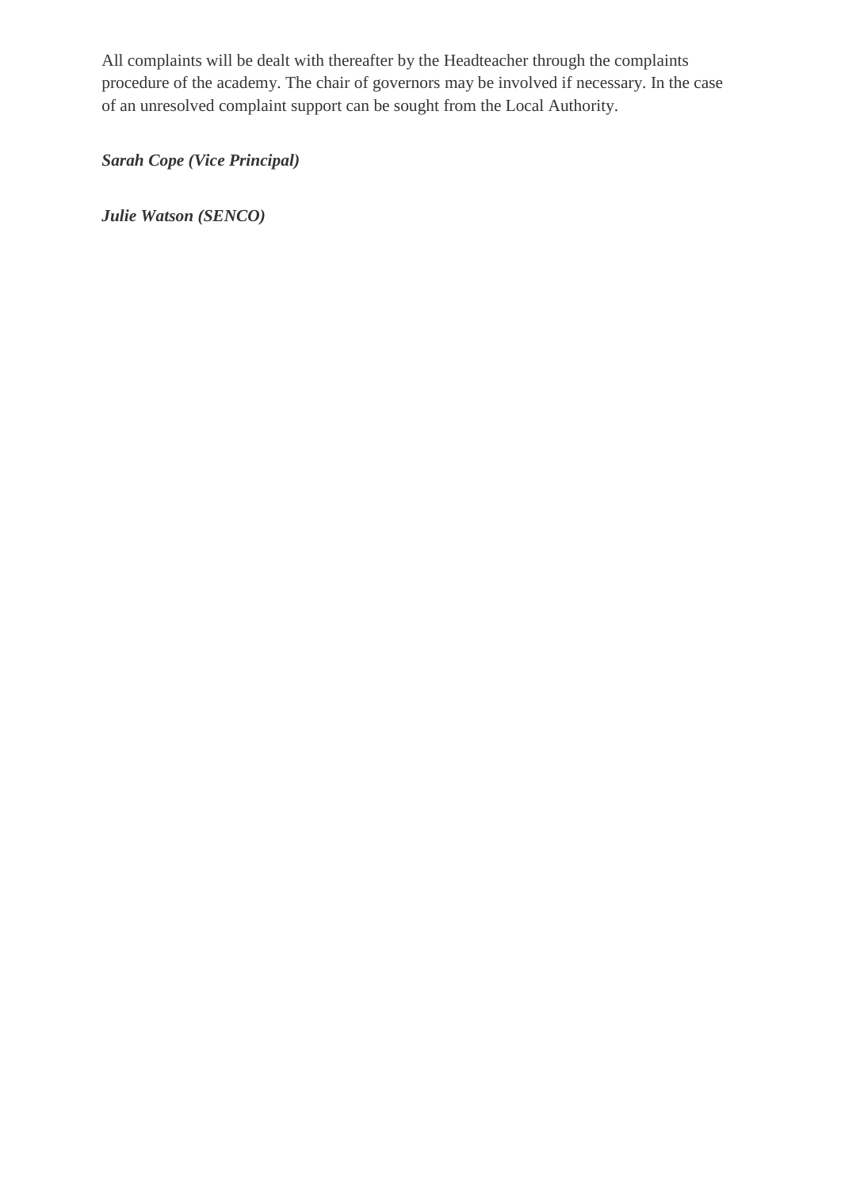All complaints will be dealt with thereafter by the Headteacher through the complaints procedure of the academy. The chair of governors may be involved if necessary. In the case of an unresolved complaint support can be sought from the Local Authority.

***Sarah Cope (Vice Principal)***

***Julie Watson (SENCO)***